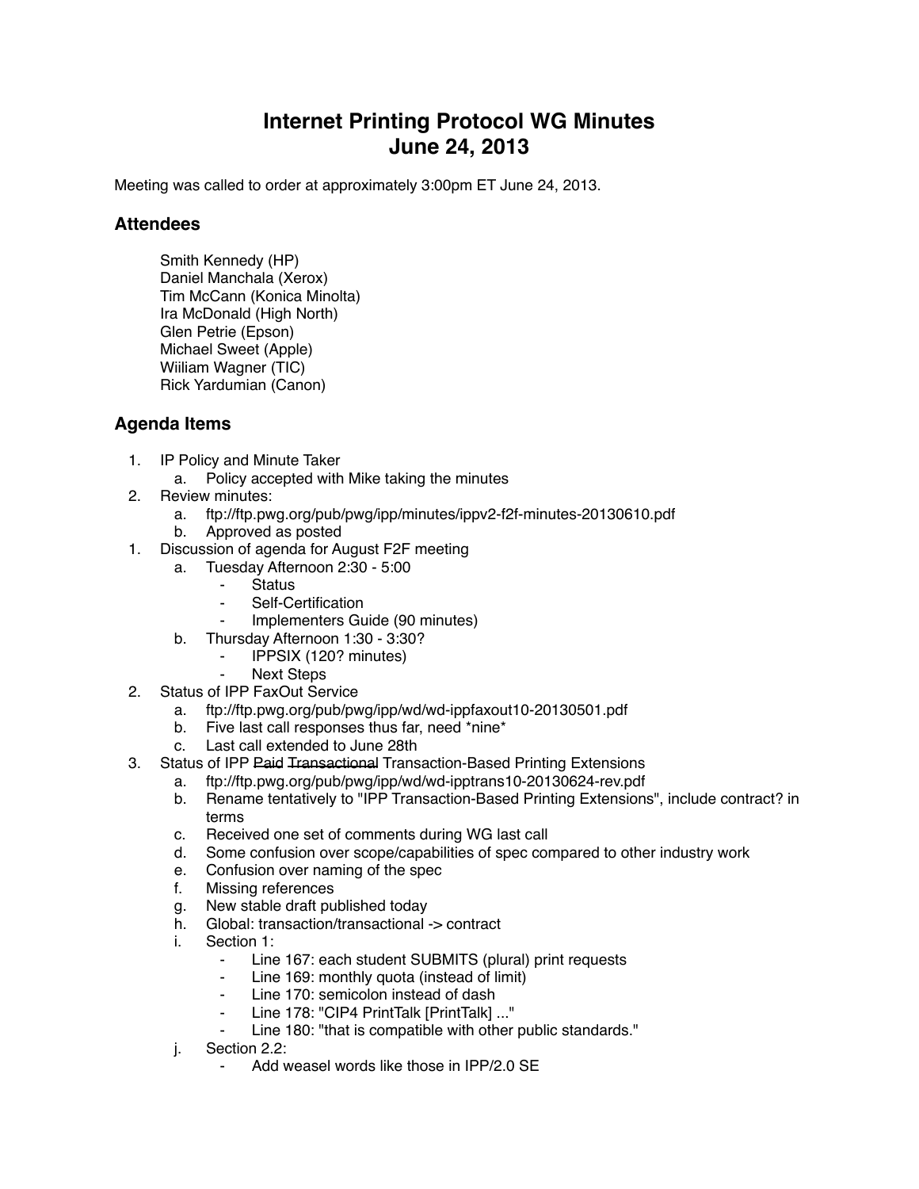# Internet Printing Protocol WG Minutes
# June 24, 2013

Meeting was called to order at approximately 3:00pm ET June 24, 2013.

## Attendees

Smith Kennedy (HP)
Daniel Manchala (Xerox)
Tim McCann (Konica Minolta)
Ira McDonald (High North)
Glen Petrie (Epson)
Michael Sweet (Apple)
Wiiliam Wagner (TIC)
Rick Yardumian (Canon)

## Agenda Items

1. IP Policy and Minute Taker
    a. Policy accepted with Mike taking the minutes
2. Review minutes:
    a. ftp://ftp.pwg.org/pub/pwg/ipp/minutes/ippv2-f2f-minutes-20130610.pdf
    b. Approved as posted
1. Discussion of agenda for August F2F meeting
    a. Tuesday Afternoon 2:30 - 5:00
        - Status
        - Self-Certification
        - Implementers Guide (90 minutes)
    b. Thursday Afternoon 1:30 - 3:30?
        - IPPSIX (120? minutes)
        - Next Steps
2. Status of IPP FaxOut Service
    a. ftp://ftp.pwg.org/pub/pwg/ipp/wd/wd-ippfaxout10-20130501.pdf
    b. Five last call responses thus far, need *nine*
    c. Last call extended to June 28th
3. Status of IPP ~~Paid~~ ~~Transactional~~ Transaction-Based Printing Extensions
    a. ftp://ftp.pwg.org/pub/pwg/ipp/wd/wd-ipptrans10-20130624-rev.pdf
    b. Rename tentatively to "IPP Transaction-Based Printing Extensions", include contract? in terms
    c. Received one set of comments during WG last call
    d. Some confusion over scope/capabilities of spec compared to other industry work
    e. Confusion over naming of the spec
    f. Missing references
    g. New stable draft published today
    h. Global: transaction/transactional -> contract
    i. Section 1:
        - Line 167: each student SUBMITS (plural) print requests
        - Line 169: monthly quota (instead of limit)
        - Line 170: semicolon instead of dash
        - Line 178: "CIP4 PrintTalk [PrintTalk] ..."
        - Line 180: "that is compatible with other public standards."
    j. Section 2.2:
        - Add weasel words like those in IPP/2.0 SE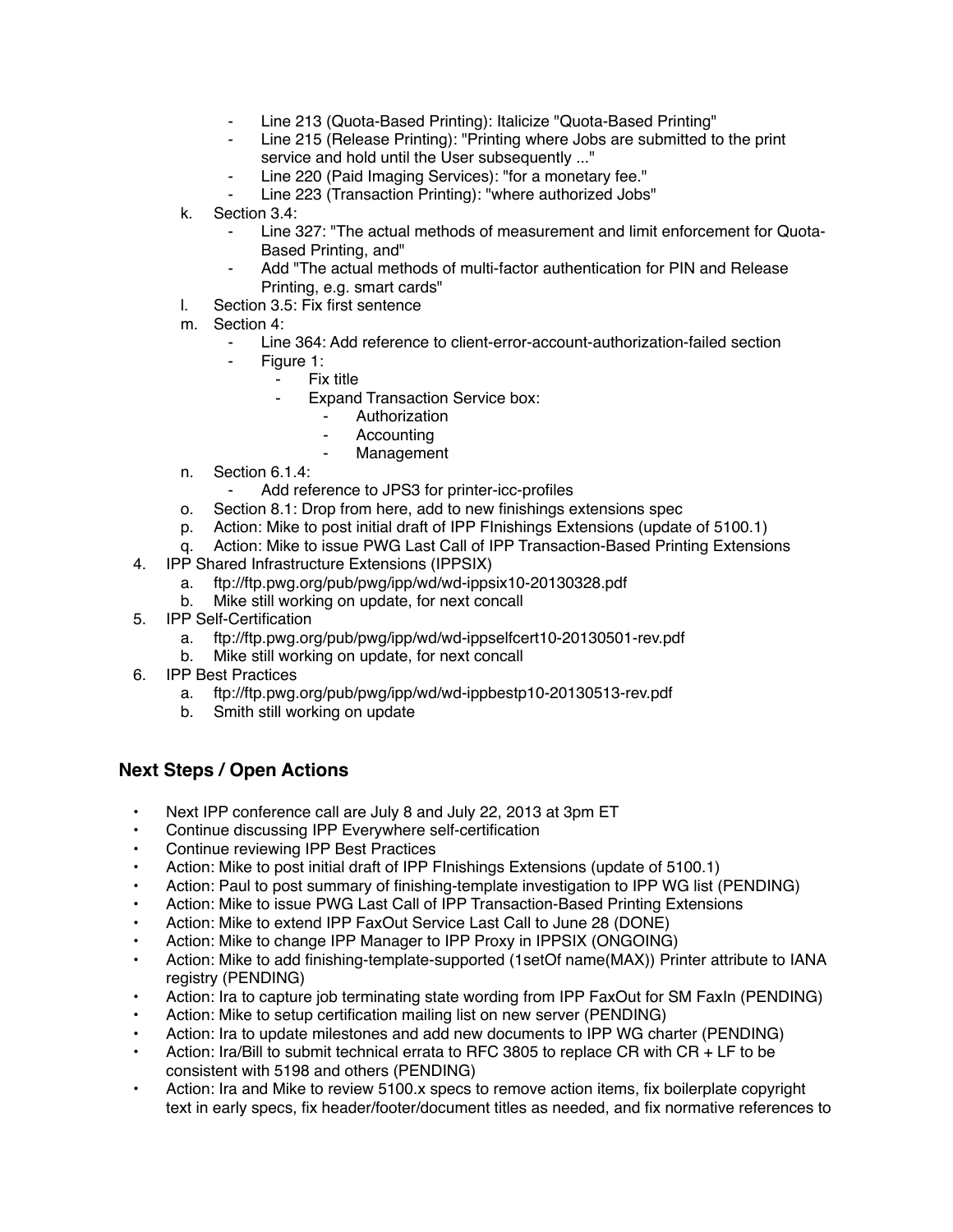- Line 213 (Quota-Based Printing): Italicize "Quota-Based Printing"
      - Line 215 (Release Printing): "Printing where Jobs are submitted to the print service and hold until the User subsequently ..."
      - Line 220 (Paid Imaging Services): "for a monetary fee."
      - Line 223 (Transaction Printing): "where authorized Jobs"
   k. Section 3.4:
      - Line 327: "The actual methods of measurement and limit enforcement for Quota-Based Printing, and"
      - Add "The actual methods of multi-factor authentication for PIN and Release Printing, e.g. smart cards"
   l. Section 3.5: Fix first sentence
   m. Section 4:
      - Line 364: Add reference to client-error-account-authorization-failed section
      - Figure 1:
         - Fix title
         - Expand Transaction Service box:
            - Authorization
            - Accounting
            - Management
   n. Section 6.1.4:
      - Add reference to JPS3 for printer-icc-profiles
   o. Section 8.1: Drop from here, add to new finishings extensions spec
   p. Action: Mike to post initial draft of IPP FInishings Extensions (update of 5100.1)
   q. Action: Mike to issue PWG Last Call of IPP Transaction-Based Printing Extensions
4. IPP Shared Infrastructure Extensions (IPPSIX)
   a. ftp://ftp.pwg.org/pub/pwg/ipp/wd/wd-ippsix10-20130328.pdf
   b. Mike still working on update, for next concall
5. IPP Self-Certification
   a. ftp://ftp.pwg.org/pub/pwg/ipp/wd/wd-ippselfcert10-20130501-rev.pdf
   b. Mike still working on update, for next concall
6. IPP Best Practices
   a. ftp://ftp.pwg.org/pub/pwg/ipp/wd/wd-ippbestp10-20130513-rev.pdf
   b. Smith still working on update

## Next Steps / Open Actions

- Next IPP conference call are July 8 and July 22, 2013 at 3pm ET
- Continue discussing IPP Everywhere self-certification
- Continue reviewing IPP Best Practices
- Action: Mike to post initial draft of IPP FInishings Extensions (update of 5100.1)
- Action: Paul to post summary of finishing-template investigation to IPP WG list (PENDING)
- Action: Mike to issue PWG Last Call of IPP Transaction-Based Printing Extensions
- Action: Mike to extend IPP FaxOut Service Last Call to June 28 (DONE)
- Action: Mike to change IPP Manager to IPP Proxy in IPPSIX (ONGOING)
- Action: Mike to add finishing-template-supported (1setOf name(MAX)) Printer attribute to IANA registry (PENDING)
- Action: Ira to capture job terminating state wording from IPP FaxOut for SM FaxIn (PENDING)
- Action: Mike to setup certification mailing list on new server (PENDING)
- Action: Ira to update milestones and add new documents to IPP WG charter (PENDING)
- Action: Ira/Bill to submit technical errata to RFC 3805 to replace CR with CR + LF to be consistent with 5198 and others (PENDING)
- Action: Ira and Mike to review 5100.x specs to remove action items, fix boilerplate copyright text in early specs, fix header/footer/document titles as needed, and fix normative references to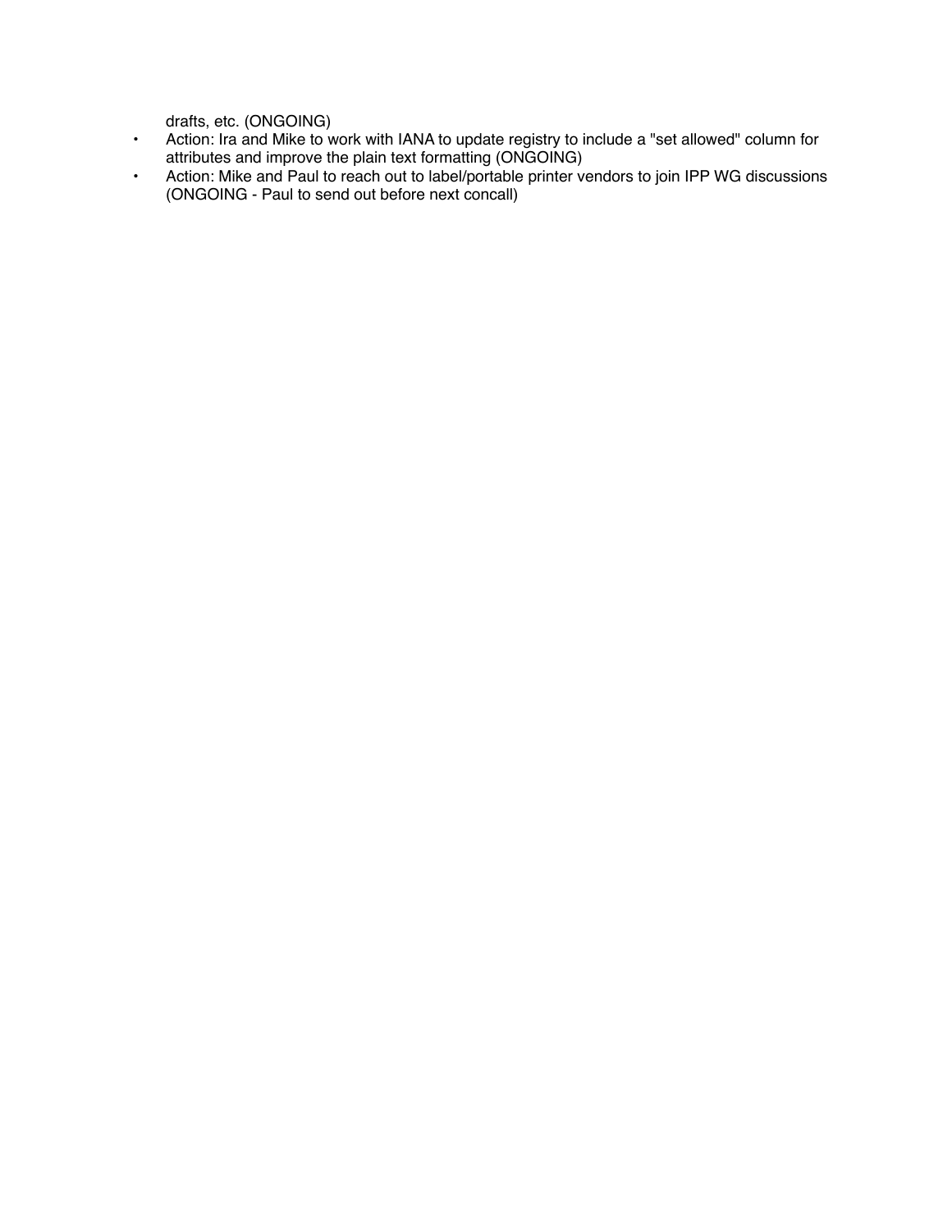drafts, etc. (ONGOING)

- Action: Ira and Mike to work with IANA to update registry to include a "set allowed" column for attributes and improve the plain text formatting (ONGOING)
- Action: Mike and Paul to reach out to label/portable printer vendors to join IPP WG discussions (ONGOING - Paul to send out before next concall)